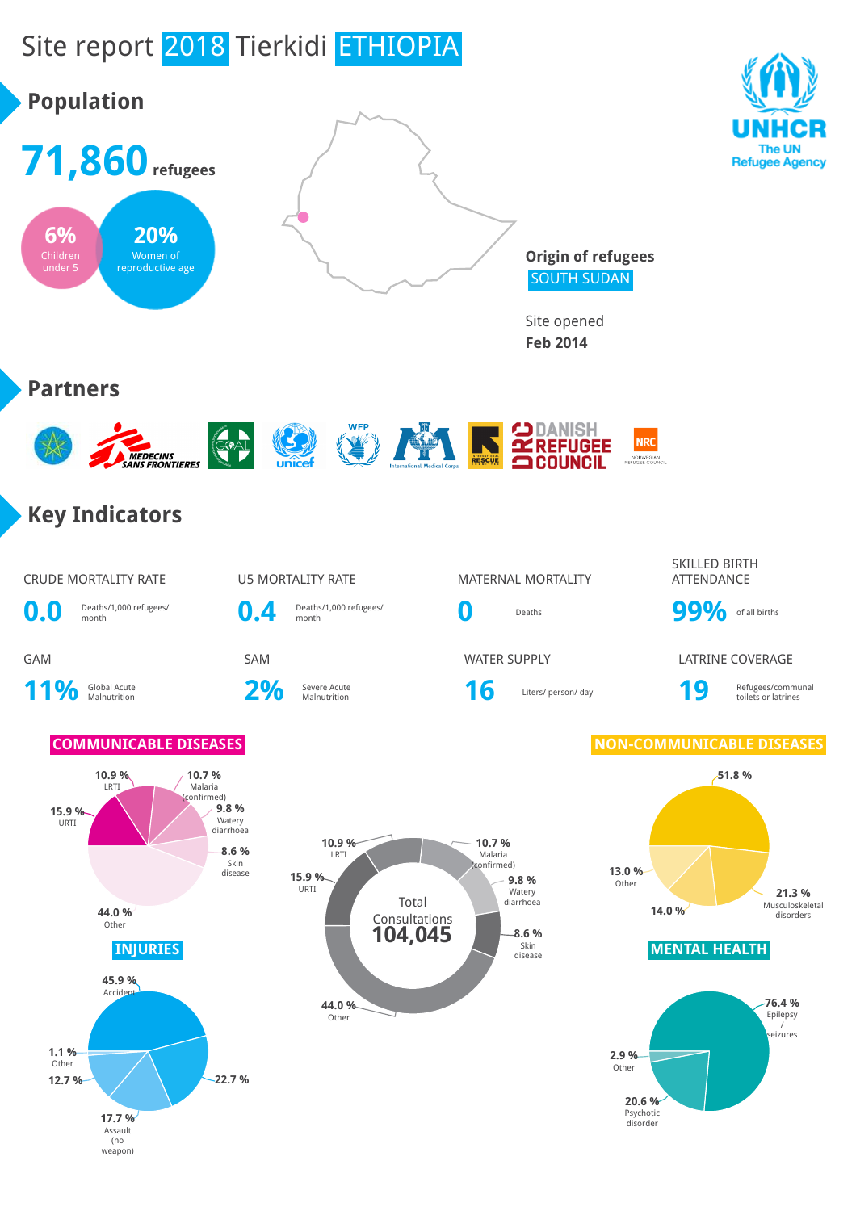# Site report 2018 Tierkidi ETHIOPIA

## Population

**71,860** refugees

6% Children under 5

20% Women of reproductive age

**Origin of refugees**
SOUTH SUDAN

Site opened
**Feb 2014**

## Partners

## Key Indicators

| CRUDE MORTALITY RATE | U5 MORTALITY RATE | MATERNAL MORTALITY | SKILLED BIRTH ATTENDANCE |
|---|---|---|---|
| **0.0** Deaths/1,000 refugees/ month | **0.4** Deaths/1,000 refugees/ month | **0** Deaths | **99%** of all births |

| GAM | SAM | WATER SUPPLY | LATRINE COVERAGE |
|---|---|---|---|
| **11%** Global Acute Malnutrition | **2%** Severe Acute Malnutrition | **16** Liters/ person/ day | **19** Refugees/communal toilets or latrines |

### COMMUNICABLE DISEASES

- 10.9 % LRTI
- 10.7 % Malaria (confirmed)
- 15.9 % URTI
- 9.8 % Watery diarrhoea
- 8.6 % Skin disease
- 44.0 % Other

### Total Consultations

**104,045**

- 10.9 % LRTI
- 10.7 % Malaria (confirmed)
- 15.9 % URTI
- 9.8 % Watery diarrhoea
- 8.6 % Skin disease
- 44.0 % Other

### NON-COMMUNICABLE DISEASES

- 51.8 %
- 13.0 % Other
- 21.3 % Musculoskeletal disorders
- 14.0 %

### INJURIES

- 45.9 % Accident
- 1.1 % Other
- 12.7 %
- 22.7 %
- 17.7 % Assault (no weapon)

### MENTAL HEALTH

- 76.4 % Epilepsy / seizures
- 2.9 % Other
- 20.6 % Psychotic disorder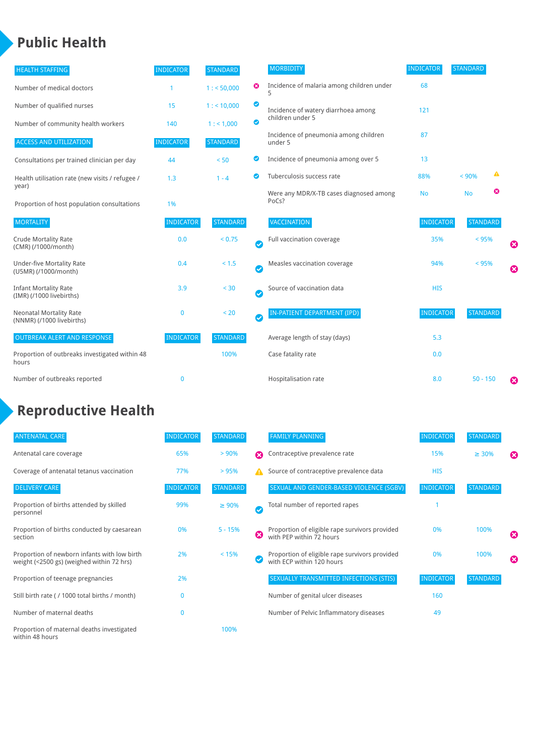# Public Health

| HEALTH STAFFING | INDICATOR | STANDARD | |
|---|---|---|---|
| Number of medical doctors | 1 | 1 : < 50,000 | ✖ |
| Number of qualified nurses | 15 | 1 : < 10,000 | ✔ |
| Number of community health workers | 140 | 1 : < 1,000 | ✔ |

| ACCESS AND UTILIZATION | INDICATOR | STANDARD | |
|---|---|---|---|
| Consultations per trained clinician per day | 44 | < 50 | ✔ |
| Health utilisation rate (new visits / refugee / year) | 1.3 | 1 - 4 | ✔ |
| Proportion of host population consultations | 1% | | |

| MORTALITY | INDICATOR | STANDARD | |
|---|---|---|---|
| Crude Mortality Rate (CMR) (/1000/month) | 0.0 | < 0.75 | ✔ |
| Under-five Mortality Rate (U5MR) (/1000/month) | 0.4 | < 1.5 | ✔ |
| Infant Mortality Rate (IMR) (/1000 livebirths) | 3.9 | < 30 | ✔ |
| Neonatal Mortality Rate (NNMR) (/1000 livebirths) | 0 | < 20 | ✔ |

| OUTBREAK ALERT AND RESPONSE | INDICATOR | STANDARD |
|---|---|---|
| Proportion of outbreaks investigated within 48 hours | | 100% |
| Number of outbreaks reported | 0 | |

| MORBIDITY | INDICATOR | STANDARD | |
|---|---|---|---|
| Incidence of malaria among children under 5 | 68 | | |
| Incidence of watery diarrhoea among children under 5 | 121 | | |
| Incidence of pneumonia among children under 5 | 87 | | |
| Incidence of pneumonia among over 5 | 13 | | |
| Tuberculosis success rate | 88% | < 90% | ⚠ |
| Were any MDR/X-TB cases diagnosed among PoCs? | No | No | ✖ |

| VACCINATION | INDICATOR | STANDARD | |
|---|---|---|---|
| Full vaccination coverage | 35% | < 95% | ✖ |
| Measles vaccination coverage | 94% | < 95% | ✖ |
| Source of vaccination data | HIS | | |

| IN-PATIENT DEPARTMENT (IPD) | INDICATOR | STANDARD | |
|---|---|---|---|
| Average length of stay (days) | 5.3 | | |
| Case fatality rate | 0.0 | | |
| Hospitalisation rate | 8.0 | 50 - 150 | ✖ |

# Reproductive Health

| ANTENATAL CARE | INDICATOR | STANDARD | |
|---|---|---|---|
| Antenatal care coverage | 65% | > 90% | ✖ |
| Coverage of antenatal tetanus vaccination | 77% | > 95% | ⚠ |

| DELIVERY CARE | INDICATOR | STANDARD | |
|---|---|---|---|
| Proportion of births attended by skilled personnel | 99% | ≥ 90% | ✔ |
| Proportion of births conducted by caesarean section | 0% | 5 - 15% | ✖ |
| Proportion of newborn infants with low birth weight (<2500 gs) (weighed within 72 hrs) | 2% | < 15% | ✔ |
| Proportion of teenage pregnancies | 2% | | |
| Still birth rate ( / 1000 total births / month) | 0 | | |
| Number of maternal deaths | 0 | | |
| Proportion of maternal deaths investigated within 48 hours | | 100% | |

| FAMILY PLANNING | INDICATOR | STANDARD | |
|---|---|---|---|
| Contraceptive prevalence rate | 15% | ≥ 30% | ✖ |
| Source of contraceptive prevalence data | HIS | | |

| SEXUAL AND GENDER-BASED VIOLENCE (SGBV) | INDICATOR | STANDARD | |
|---|---|---|---|
| Total number of reported rapes | 1 | | |
| Proportion of eligible rape survivors provided with PEP within 72 hours | 0% | 100% | ✖ |
| Proportion of eligible rape survivors provided with ECP within 120 hours | 0% | 100% | ✖ |

| SEXUALLY TRANSMITTED INFECTIONS (STIS) | INDICATOR | STANDARD |
|---|---|---|
| Number of genital ulcer diseases | 160 | |
| Number of Pelvic Inflammatory diseases | 49 | |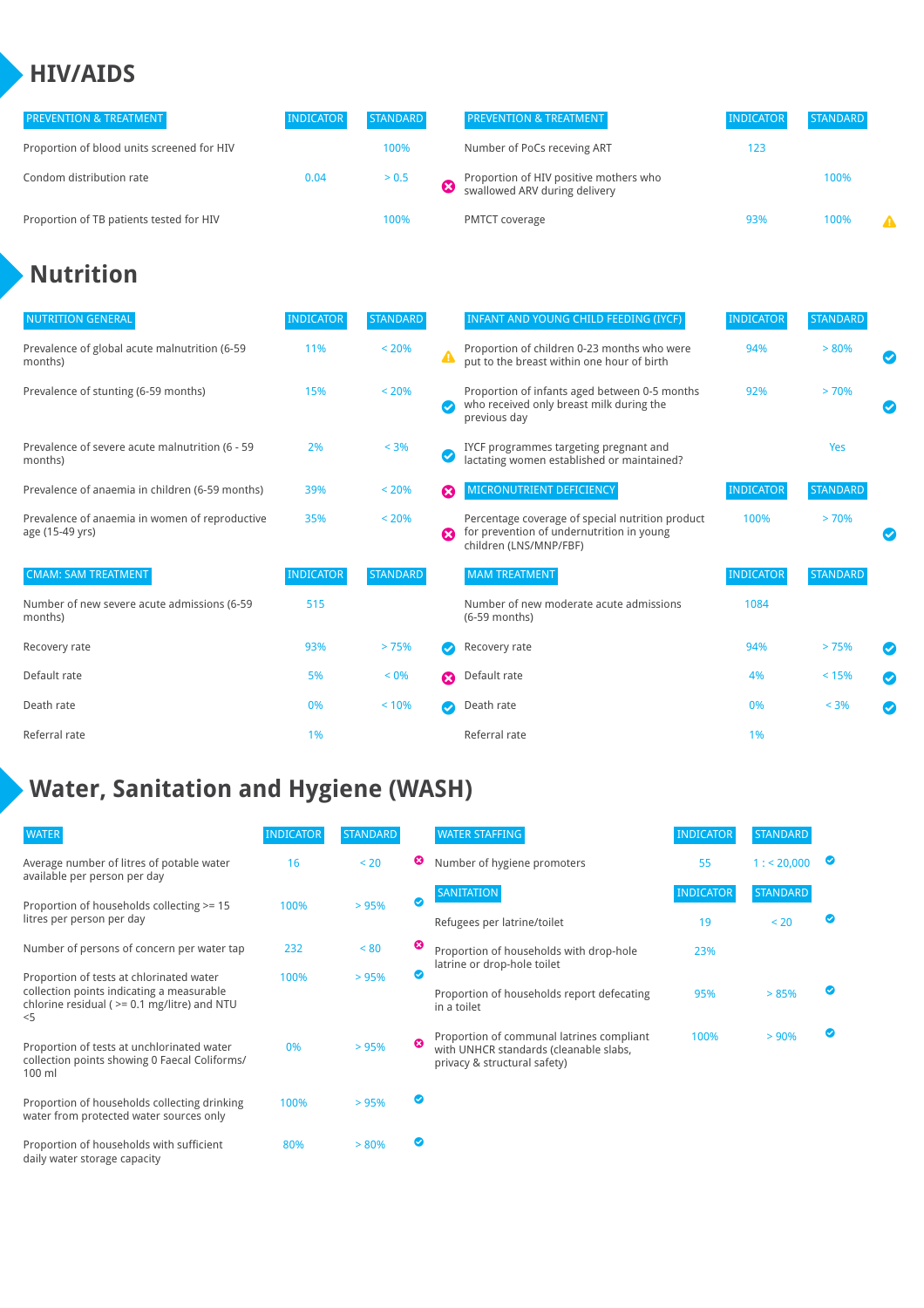# HIV/AIDS

| PREVENTION & TREATMENT | INDICATOR | STANDARD |
|---|---|---|
| Proportion of blood units screened for HIV | | 100% |
| Condom distribution rate | 0.04 | > 0.5 |
| Proportion of TB patients tested for HIV | | 100% |

| PREVENTION & TREATMENT | INDICATOR | STANDARD |
|---|---|---|
| Number of PoCs receving ART | 123 | |
| Proportion of HIV positive mothers who swallowed ARV during delivery | | 100% |
| PMTCT coverage | 93% | 100% |

# Nutrition

| NUTRITION GENERAL | INDICATOR | STANDARD |
|---|---|---|
| Prevalence of global acute malnutrition (6-59 months) | 11% | < 20% |
| Prevalence of stunting (6-59 months) | 15% | < 20% |
| Prevalence of severe acute malnutrition (6 - 59 months) | 2% | < 3% |
| Prevalence of anaemia in children (6-59 months) | 39% | < 20% |
| Prevalence of anaemia in women of reproductive age (15-49 yrs) | 35% | < 20% |

| INFANT AND YOUNG CHILD FEEDING (IYCF) | INDICATOR | STANDARD |
|---|---|---|
| Proportion of children 0-23 months who were put to the breast within one hour of birth | 94% | > 80% |
| Proportion of infants aged between 0-5 months who received only breast milk during the previous day | 92% | > 70% |
| IYCF programmes targeting pregnant and lactating women established or maintained? | | Yes |

| MICRONUTRIENT DEFICIENCY | INDICATOR | STANDARD |
|---|---|---|
| Percentage coverage of special nutrition product for prevention of undernutrition in young children (LNS/MNP/FBF) | 100% | > 70% |

| CMAM: SAM TREATMENT | INDICATOR | STANDARD |
|---|---|---|
| Number of new severe acute admissions (6-59 months) | 515 | |
| Recovery rate | 93% | > 75% |
| Default rate | 5% | < 0% |
| Death rate | 0% | < 10% |
| Referral rate | 1% | |

| MAM TREATMENT | INDICATOR | STANDARD |
|---|---|---|
| Number of new moderate acute admissions (6-59 months) | 1084 | |
| Recovery rate | 94% | > 75% |
| Default rate | 4% | < 15% |
| Death rate | 0% | < 3% |
| Referral rate | 1% | |

# Water, Sanitation and Hygiene (WASH)

| WATER | INDICATOR | STANDARD |
|---|---|---|
| Average number of litres of potable water available per person per day | 16 | < 20 |
| Proportion of households collecting >= 15 litres per person per day | 100% | > 95% |
| Number of persons of concern per water tap | 232 | < 80 |
| Proportion of tests at chlorinated water collection points indicating a measurable chlorine residual ( >= 0.1 mg/litre) and NTU <5 | 100% | > 95% |
| Proportion of tests at unchlorinated water collection points showing 0 Faecal Coliforms/ 100 ml | 0% | > 95% |
| Proportion of households collecting drinking water from protected water sources only | 100% | > 95% |
| Proportion of households with sufficient daily water storage capacity | 80% | > 80% |

| WATER STAFFING | INDICATOR | STANDARD |
|---|---|---|
| Number of hygiene promoters | 55 | 1 : < 20,000 |

| SANITATION | INDICATOR | STANDARD |
|---|---|---|
| Refugees per latrine/toilet | 19 | < 20 |
| Proportion of households with drop-hole latrine or drop-hole toilet | 23% | |
| Proportion of households report defecating in a toilet | 95% | > 85% |
| Proportion of communal latrines compliant with UNHCR standards (cleanable slabs, privacy & structural safety) | 100% | > 90% |